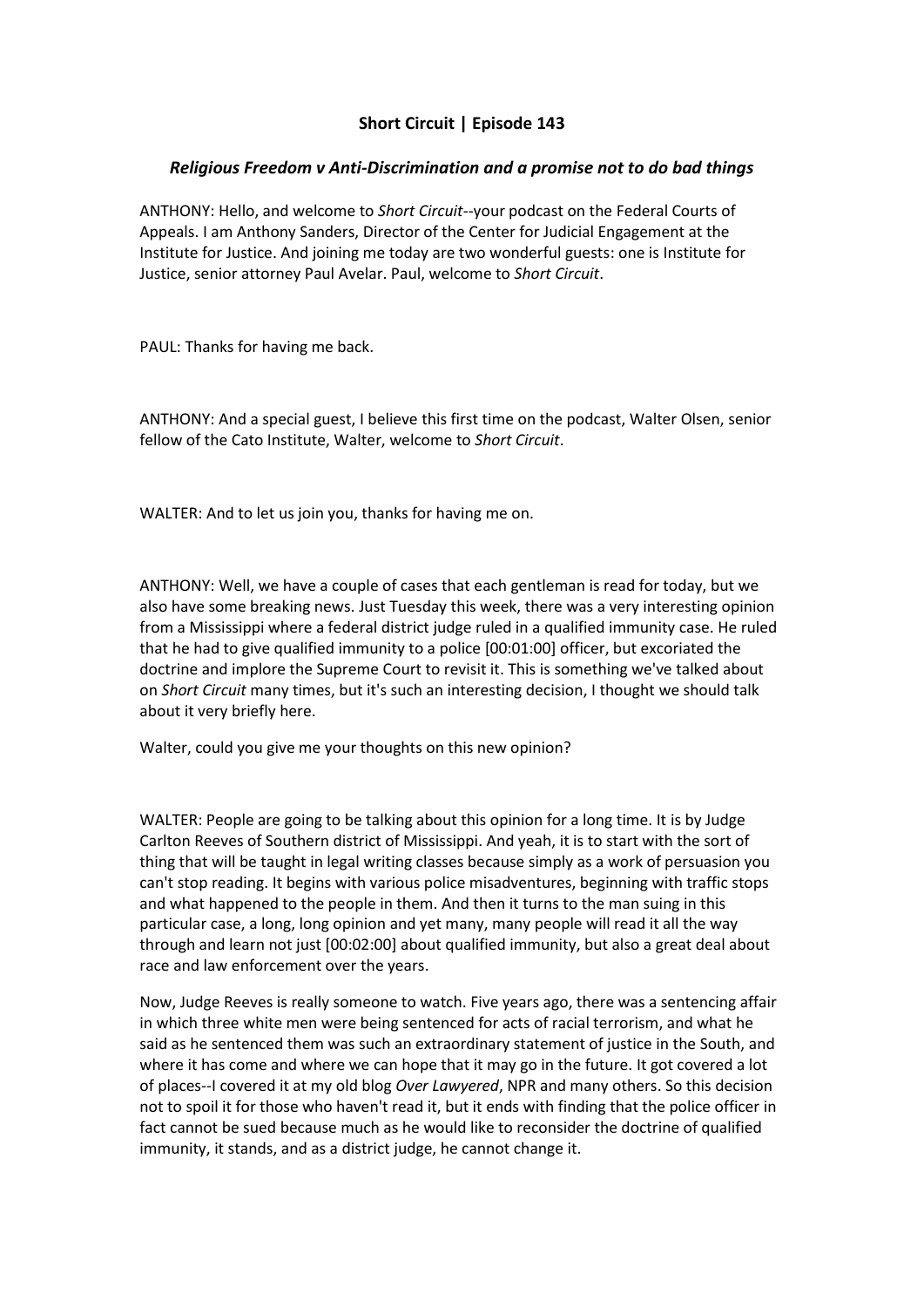**Short Circuit | Episode 143**

***Religious Freedom v Anti-Discrimination and a promise not to do bad things***

ANTHONY: Hello, and welcome to *Short Circuit*--your podcast on the Federal Courts of Appeals. I am Anthony Sanders, Director of the Center for Judicial Engagement at the Institute for Justice. And joining me today are two wonderful guests: one is Institute for Justice, senior attorney Paul Avelar. Paul, welcome to *Short Circuit*.

PAUL: Thanks for having me back.

ANTHONY: And a special guest, I believe this first time on the podcast, Walter Olsen, senior fellow of the Cato Institute, Walter, welcome to *Short Circuit*.

WALTER: And to let us join you, thanks for having me on.

ANTHONY: Well, we have a couple of cases that each gentleman is read for today, but we also have some breaking news. Just Tuesday this week, there was a very interesting opinion from a Mississippi where a federal district judge ruled in a qualified immunity case. He ruled that he had to give qualified immunity to a police [00:01:00] officer, but excoriated the doctrine and implore the Supreme Court to revisit it. This is something we've talked about on *Short Circuit* many times, but it's such an interesting decision, I thought we should talk about it very briefly here.

Walter, could you give me your thoughts on this new opinion?

WALTER: People are going to be talking about this opinion for a long time. It is by Judge Carlton Reeves of Southern district of Mississippi. And yeah, it is to start with the sort of thing that will be taught in legal writing classes because simply as a work of persuasion you can't stop reading. It begins with various police misadventures, beginning with traffic stops and what happened to the people in them. And then it turns to the man suing in this particular case, a long, long opinion and yet many, many people will read it all the way through and learn not just [00:02:00] about qualified immunity, but also a great deal about race and law enforcement over the years.

Now, Judge Reeves is really someone to watch. Five years ago, there was a sentencing affair in which three white men were being sentenced for acts of racial terrorism, and what he said as he sentenced them was such an extraordinary statement of justice in the South, and where it has come and where we can hope that it may go in the future. It got covered a lot of places--I covered it at my old blog *Over Lawyered*, NPR and many others. So this decision not to spoil it for those who haven't read it, but it ends with finding that the police officer in fact cannot be sued because much as he would like to reconsider the doctrine of qualified immunity, it stands, and as a district judge, he cannot change it.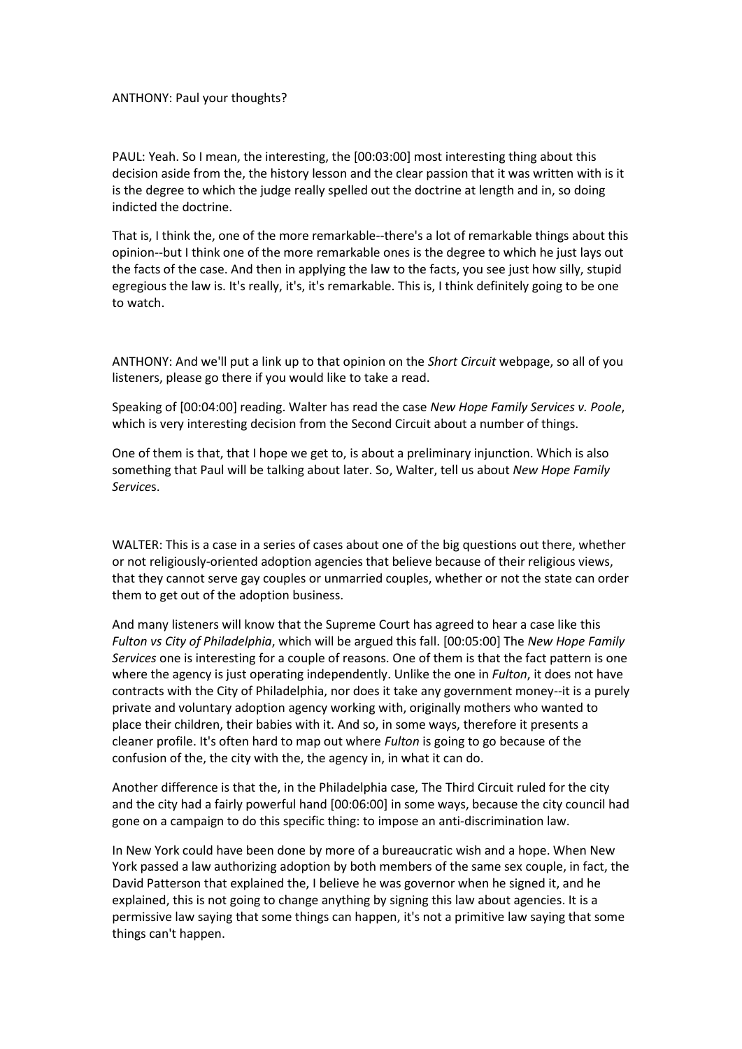ANTHONY: Paul your thoughts?

PAUL: Yeah. So I mean, the interesting, the [00:03:00] most interesting thing about this decision aside from the, the history lesson and the clear passion that it was written with is it is the degree to which the judge really spelled out the doctrine at length and in, so doing indicted the doctrine.

That is, I think the, one of the more remarkable--there's a lot of remarkable things about this opinion--but I think one of the more remarkable ones is the degree to which he just lays out the facts of the case. And then in applying the law to the facts, you see just how silly, stupid egregious the law is. It's really, it's, it's remarkable. This is, I think definitely going to be one to watch.

ANTHONY: And we'll put a link up to that opinion on the *Short Circuit* webpage, so all of you listeners, please go there if you would like to take a read.

Speaking of [00:04:00] reading. Walter has read the case *New Hope Family Services v. Poole*, which is very interesting decision from the Second Circuit about a number of things.

One of them is that, that I hope we get to, is about a preliminary injunction. Which is also something that Paul will be talking about later. So, Walter, tell us about *New Hope Family Service*s.

WALTER: This is a case in a series of cases about one of the big questions out there, whether or not religiously-oriented adoption agencies that believe because of their religious views, that they cannot serve gay couples or unmarried couples, whether or not the state can order them to get out of the adoption business.

And many listeners will know that the Supreme Court has agreed to hear a case like this *Fulton vs City of Philadelphia*, which will be argued this fall. [00:05:00] The *New Hope Family Services* one is interesting for a couple of reasons. One of them is that the fact pattern is one where the agency is just operating independently. Unlike the one in *Fulton*, it does not have contracts with the City of Philadelphia, nor does it take any government money--it is a purely private and voluntary adoption agency working with, originally mothers who wanted to place their children, their babies with it. And so, in some ways, therefore it presents a cleaner profile. It's often hard to map out where *Fulton* is going to go because of the confusion of the, the city with the, the agency in, in what it can do.

Another difference is that the, in the Philadelphia case, The Third Circuit ruled for the city and the city had a fairly powerful hand [00:06:00] in some ways, because the city council had gone on a campaign to do this specific thing: to impose an anti-discrimination law.

In New York could have been done by more of a bureaucratic wish and a hope. When New York passed a law authorizing adoption by both members of the same sex couple, in fact, the David Patterson that explained the, I believe he was governor when he signed it, and he explained, this is not going to change anything by signing this law about agencies. It is a permissive law saying that some things can happen, it's not a primitive law saying that some things can't happen.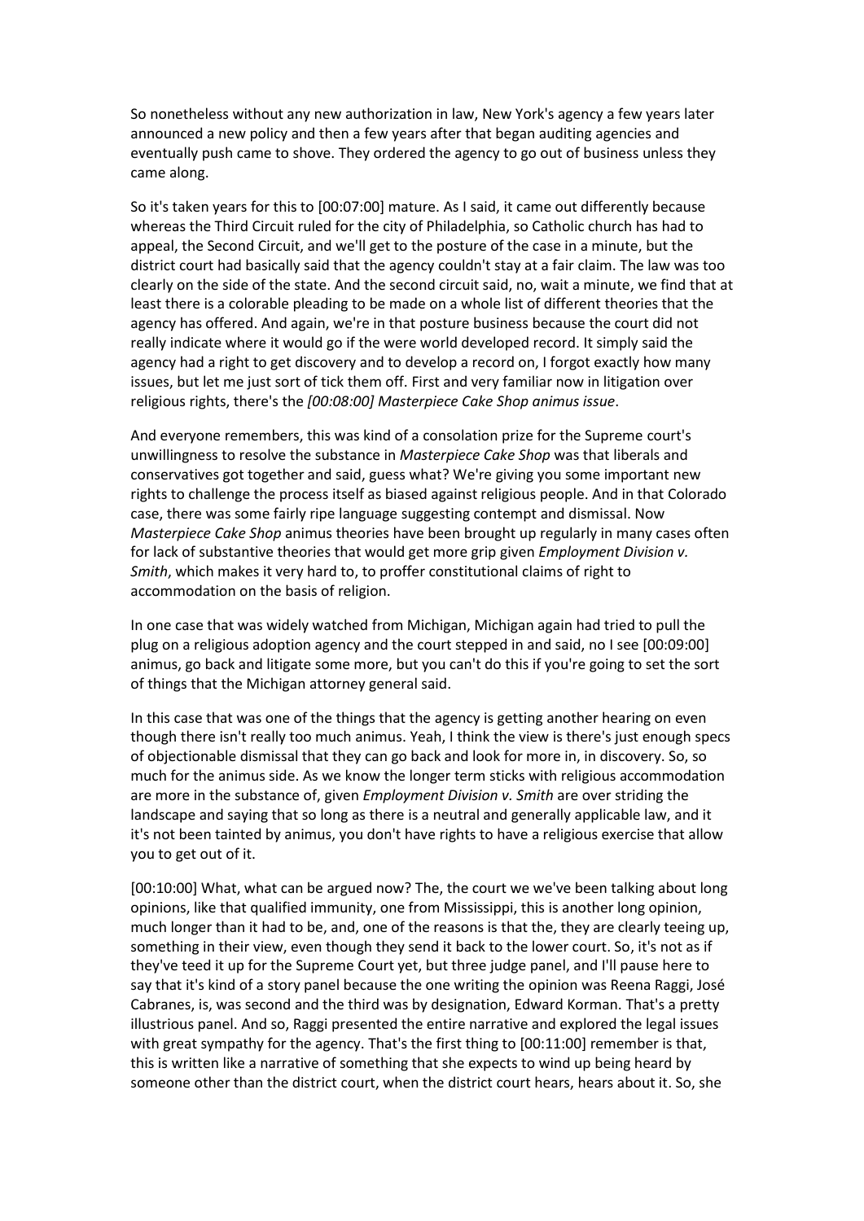So nonetheless without any new authorization in law, New York's agency a few years later announced a new policy and then a few years after that began auditing agencies and eventually push came to shove. They ordered the agency to go out of business unless they came along.

So it's taken years for this to [00:07:00] mature. As I said, it came out differently because whereas the Third Circuit ruled for the city of Philadelphia, so Catholic church has had to appeal, the Second Circuit, and we'll get to the posture of the case in a minute, but the district court had basically said that the agency couldn't stay at a fair claim. The law was too clearly on the side of the state. And the second circuit said, no, wait a minute, we find that at least there is a colorable pleading to be made on a whole list of different theories that the agency has offered. And again, we're in that posture business because the court did not really indicate where it would go if the were world developed record. It simply said the agency had a right to get discovery and to develop a record on, I forgot exactly how many issues, but let me just sort of tick them off. First and very familiar now in litigation over religious rights, there's the *[00:08:00] Masterpiece Cake Shop animus issue*.

And everyone remembers, this was kind of a consolation prize for the Supreme court's unwillingness to resolve the substance in *Masterpiece Cake Shop* was that liberals and conservatives got together and said, guess what? We're giving you some important new rights to challenge the process itself as biased against religious people. And in that Colorado case, there was some fairly ripe language suggesting contempt and dismissal. Now *Masterpiece Cake Shop* animus theories have been brought up regularly in many cases often for lack of substantive theories that would get more grip given *Employment Division v. Smith*, which makes it very hard to, to proffer constitutional claims of right to accommodation on the basis of religion.

In one case that was widely watched from Michigan, Michigan again had tried to pull the plug on a religious adoption agency and the court stepped in and said, no I see [00:09:00] animus, go back and litigate some more, but you can't do this if you're going to set the sort of things that the Michigan attorney general said.

In this case that was one of the things that the agency is getting another hearing on even though there isn't really too much animus. Yeah, I think the view is there's just enough specs of objectionable dismissal that they can go back and look for more in, in discovery. So, so much for the animus side. As we know the longer term sticks with religious accommodation are more in the substance of, given *Employment Division v. Smith* are over striding the landscape and saying that so long as there is a neutral and generally applicable law, and it it's not been tainted by animus, you don't have rights to have a religious exercise that allow you to get out of it.

[00:10:00] What, what can be argued now? The, the court we we've been talking about long opinions, like that qualified immunity, one from Mississippi, this is another long opinion, much longer than it had to be, and, one of the reasons is that the, they are clearly teeing up, something in their view, even though they send it back to the lower court. So, it's not as if they've teed it up for the Supreme Court yet, but three judge panel, and I'll pause here to say that it's kind of a story panel because the one writing the opinion was Reena Raggi, José Cabranes, is, was second and the third was by designation, Edward Korman. That's a pretty illustrious panel. And so, Raggi presented the entire narrative and explored the legal issues with great sympathy for the agency. That's the first thing to [00:11:00] remember is that, this is written like a narrative of something that she expects to wind up being heard by someone other than the district court, when the district court hears, hears about it. So, she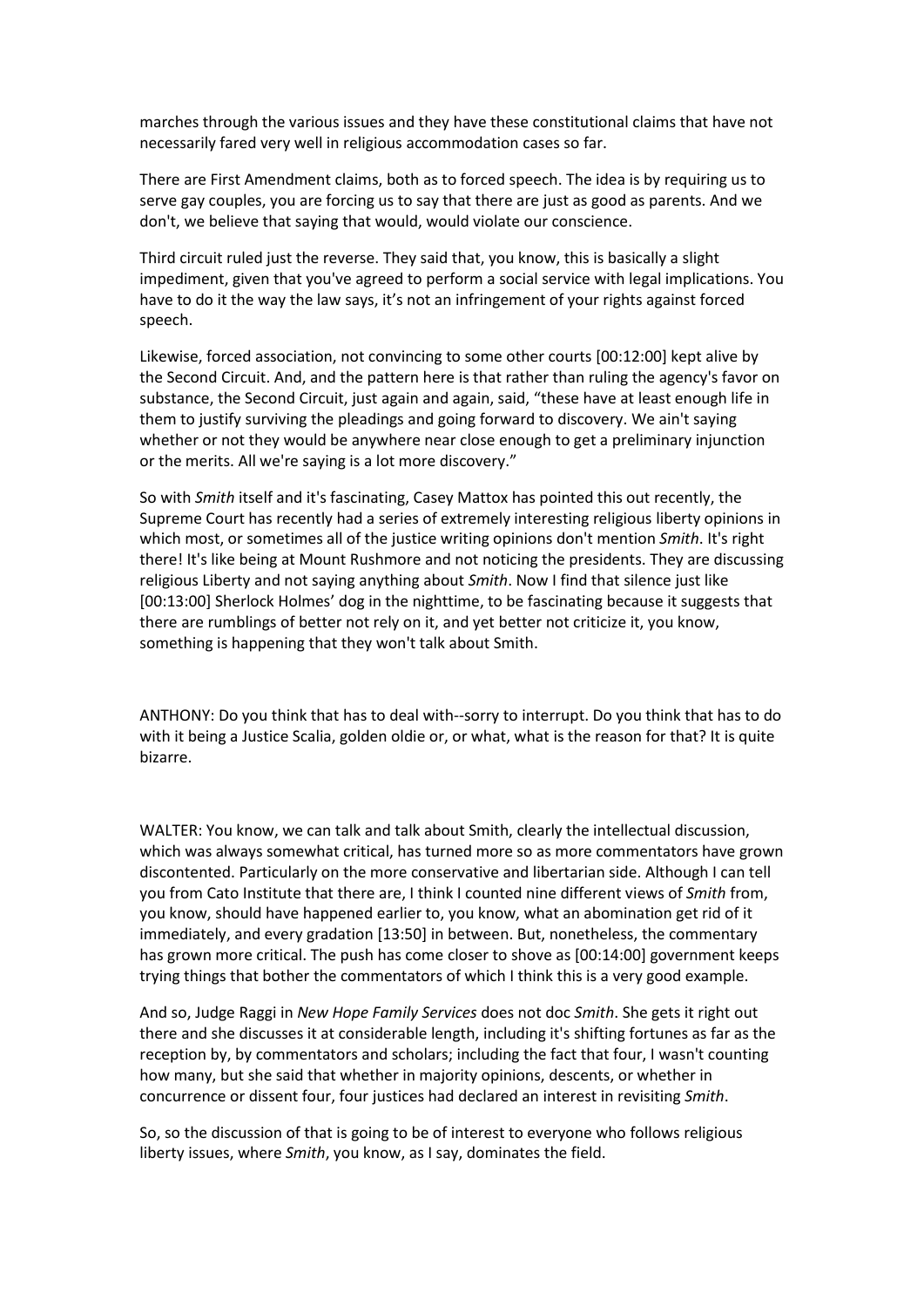marches through the various issues and they have these constitutional claims that have not necessarily fared very well in religious accommodation cases so far.

There are First Amendment claims, both as to forced speech. The idea is by requiring us to serve gay couples, you are forcing us to say that there are just as good as parents. And we don't, we believe that saying that would, would violate our conscience.

Third circuit ruled just the reverse. They said that, you know, this is basically a slight impediment, given that you've agreed to perform a social service with legal implications. You have to do it the way the law says, it's not an infringement of your rights against forced speech.

Likewise, forced association, not convincing to some other courts [00:12:00] kept alive by the Second Circuit. And, and the pattern here is that rather than ruling the agency's favor on substance, the Second Circuit, just again and again, said, "these have at least enough life in them to justify surviving the pleadings and going forward to discovery. We ain't saying whether or not they would be anywhere near close enough to get a preliminary injunction or the merits. All we're saying is a lot more discovery."

So with *Smith* itself and it's fascinating, Casey Mattox has pointed this out recently, the Supreme Court has recently had a series of extremely interesting religious liberty opinions in which most, or sometimes all of the justice writing opinions don't mention *Smith*. It's right there! It's like being at Mount Rushmore and not noticing the presidents. They are discussing religious Liberty and not saying anything about *Smith*. Now I find that silence just like [00:13:00] Sherlock Holmes' dog in the nighttime, to be fascinating because it suggests that there are rumblings of better not rely on it, and yet better not criticize it, you know, something is happening that they won't talk about Smith.

ANTHONY: Do you think that has to deal with--sorry to interrupt. Do you think that has to do with it being a Justice Scalia, golden oldie or, or what, what is the reason for that? It is quite bizarre.

WALTER: You know, we can talk and talk about Smith, clearly the intellectual discussion, which was always somewhat critical, has turned more so as more commentators have grown discontented. Particularly on the more conservative and libertarian side. Although I can tell you from Cato Institute that there are, I think I counted nine different views of *Smith* from, you know, should have happened earlier to, you know, what an abomination get rid of it immediately, and every gradation [13:50] in between. But, nonetheless, the commentary has grown more critical. The push has come closer to shove as [00:14:00] government keeps trying things that bother the commentators of which I think this is a very good example.

And so, Judge Raggi in *New Hope Family Services* does not doc *Smith*. She gets it right out there and she discusses it at considerable length, including it's shifting fortunes as far as the reception by, by commentators and scholars; including the fact that four, I wasn't counting how many, but she said that whether in majority opinions, descents, or whether in concurrence or dissent four, four justices had declared an interest in revisiting *Smith*.

So, so the discussion of that is going to be of interest to everyone who follows religious liberty issues, where *Smith*, you know, as I say, dominates the field.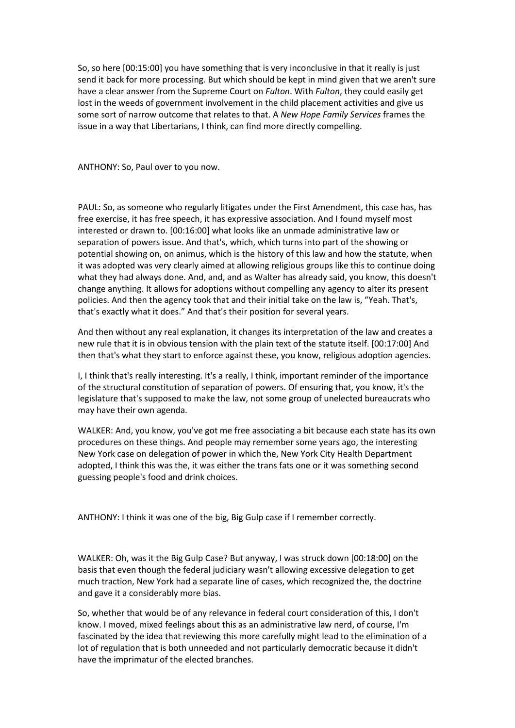So, so here [00:15:00] you have something that is very inconclusive in that it really is just send it back for more processing. But which should be kept in mind given that we aren't sure have a clear answer from the Supreme Court on *Fulton*. With *Fulton*, they could easily get lost in the weeds of government involvement in the child placement activities and give us some sort of narrow outcome that relates to that. A *New Hope Family Services* frames the issue in a way that Libertarians, I think, can find more directly compelling.

ANTHONY: So, Paul over to you now.

PAUL: So, as someone who regularly litigates under the First Amendment, this case has, has free exercise, it has free speech, it has expressive association. And I found myself most interested or drawn to. [00:16:00] what looks like an unmade administrative law or separation of powers issue. And that's, which, which turns into part of the showing or potential showing on, on animus, which is the history of this law and how the statute, when it was adopted was very clearly aimed at allowing religious groups like this to continue doing what they had always done. And, and, and as Walter has already said, you know, this doesn't change anything. It allows for adoptions without compelling any agency to alter its present policies. And then the agency took that and their initial take on the law is, "Yeah. That's, that's exactly what it does." And that's their position for several years.

And then without any real explanation, it changes its interpretation of the law and creates a new rule that it is in obvious tension with the plain text of the statute itself. [00:17:00] And then that's what they start to enforce against these, you know, religious adoption agencies.

I, I think that's really interesting. It's a really, I think, important reminder of the importance of the structural constitution of separation of powers. Of ensuring that, you know, it's the legislature that's supposed to make the law, not some group of unelected bureaucrats who may have their own agenda.

WALKER: And, you know, you've got me free associating a bit because each state has its own procedures on these things. And people may remember some years ago, the interesting New York case on delegation of power in which the, New York City Health Department adopted, I think this was the, it was either the trans fats one or it was something second guessing people's food and drink choices.

ANTHONY: I think it was one of the big, Big Gulp case if I remember correctly.

WALKER: Oh, was it the Big Gulp Case? But anyway, I was struck down [00:18:00] on the basis that even though the federal judiciary wasn't allowing excessive delegation to get much traction, New York had a separate line of cases, which recognized the, the doctrine and gave it a considerably more bias.

So, whether that would be of any relevance in federal court consideration of this, I don't know. I moved, mixed feelings about this as an administrative law nerd, of course, I'm fascinated by the idea that reviewing this more carefully might lead to the elimination of a lot of regulation that is both unneeded and not particularly democratic because it didn't have the imprimatur of the elected branches.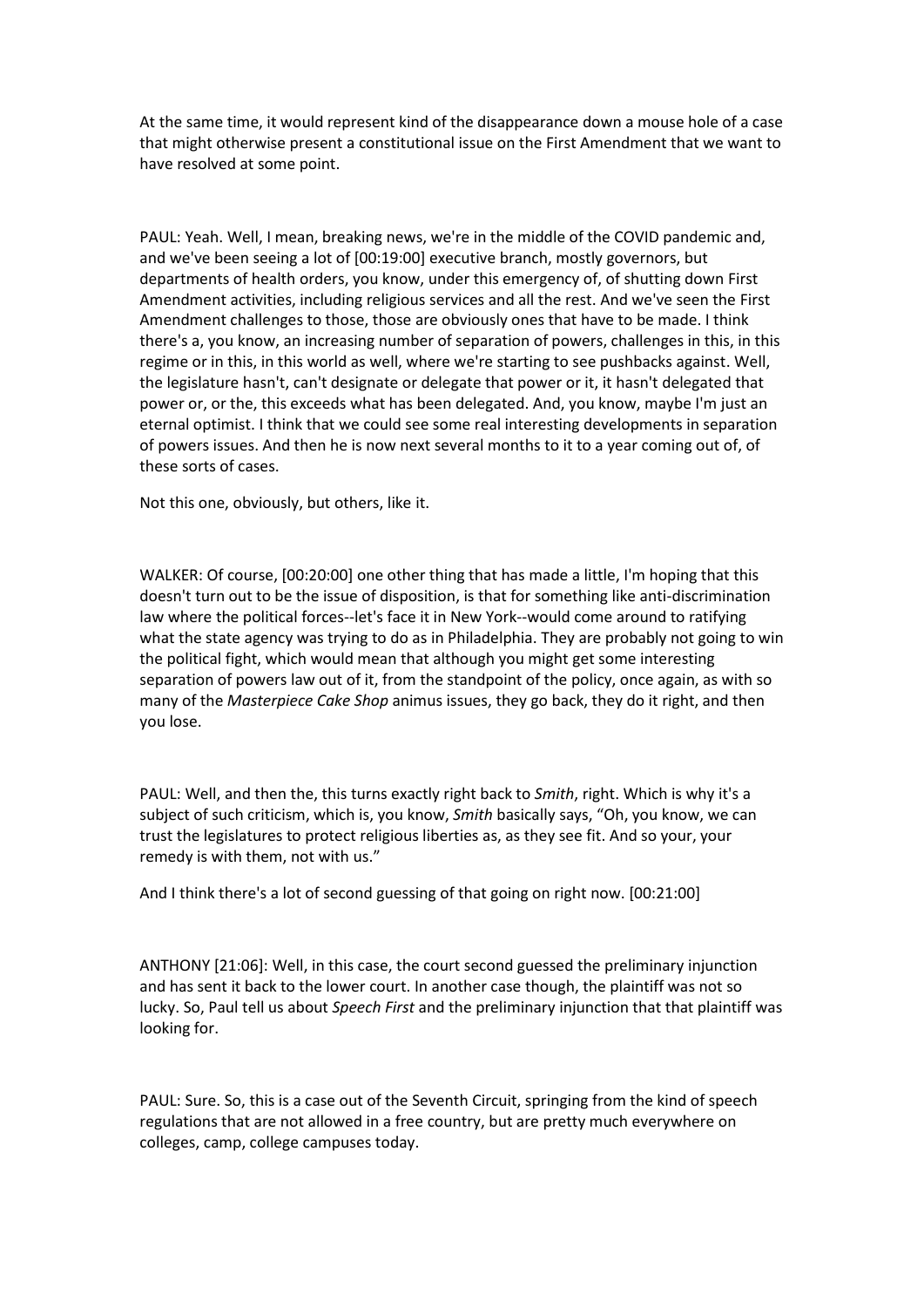At the same time, it would represent kind of the disappearance down a mouse hole of a case that might otherwise present a constitutional issue on the First Amendment that we want to have resolved at some point.

PAUL: Yeah. Well, I mean, breaking news, we're in the middle of the COVID pandemic and, and we've been seeing a lot of [00:19:00] executive branch, mostly governors, but departments of health orders, you know, under this emergency of, of shutting down First Amendment activities, including religious services and all the rest. And we've seen the First Amendment challenges to those, those are obviously ones that have to be made. I think there's a, you know, an increasing number of separation of powers, challenges in this, in this regime or in this, in this world as well, where we're starting to see pushbacks against. Well, the legislature hasn't, can't designate or delegate that power or it, it hasn't delegated that power or, or the, this exceeds what has been delegated. And, you know, maybe I'm just an eternal optimist. I think that we could see some real interesting developments in separation of powers issues. And then he is now next several months to it to a year coming out of, of these sorts of cases.

Not this one, obviously, but others, like it.

WALKER: Of course, [00:20:00] one other thing that has made a little, I'm hoping that this doesn't turn out to be the issue of disposition, is that for something like anti-discrimination law where the political forces--let's face it in New York--would come around to ratifying what the state agency was trying to do as in Philadelphia. They are probably not going to win the political fight, which would mean that although you might get some interesting separation of powers law out of it, from the standpoint of the policy, once again, as with so many of the *Masterpiece Cake Shop* animus issues, they go back, they do it right, and then you lose.

PAUL: Well, and then the, this turns exactly right back to *Smith*, right. Which is why it's a subject of such criticism, which is, you know, *Smith* basically says, "Oh, you know, we can trust the legislatures to protect religious liberties as, as they see fit. And so your, your remedy is with them, not with us."

And I think there's a lot of second guessing of that going on right now. [00:21:00]

ANTHONY [21:06]: Well, in this case, the court second guessed the preliminary injunction and has sent it back to the lower court. In another case though, the plaintiff was not so lucky. So, Paul tell us about *Speech First* and the preliminary injunction that that plaintiff was looking for.

PAUL: Sure. So, this is a case out of the Seventh Circuit, springing from the kind of speech regulations that are not allowed in a free country, but are pretty much everywhere on colleges, camp, college campuses today.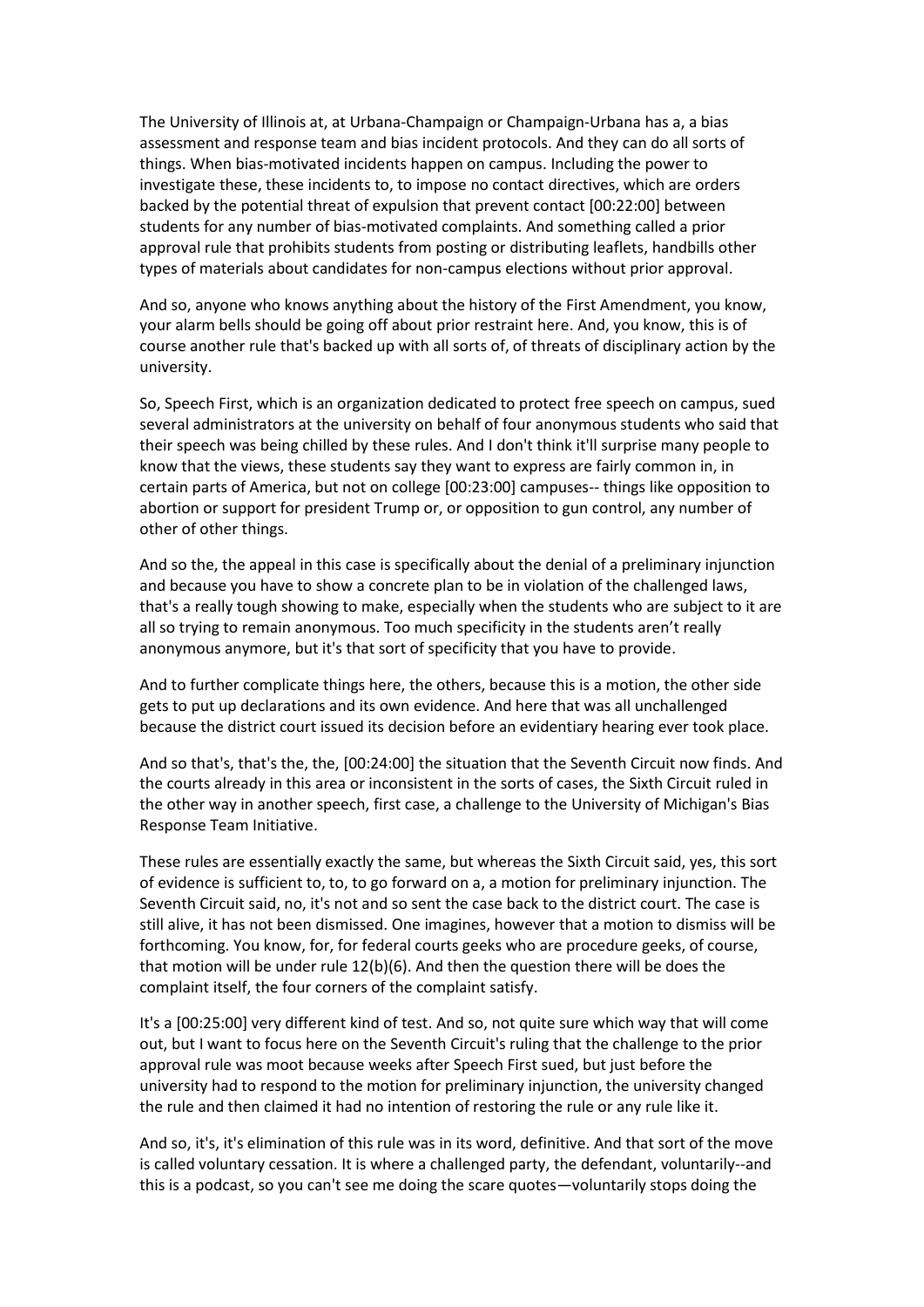The University of Illinois at, at Urbana-Champaign or Champaign-Urbana has a, a bias assessment and response team and bias incident protocols. And they can do all sorts of things. When bias-motivated incidents happen on campus. Including the power to investigate these, these incidents to, to impose no contact directives, which are orders backed by the potential threat of expulsion that prevent contact [00:22:00] between students for any number of bias-motivated complaints. And something called a prior approval rule that prohibits students from posting or distributing leaflets, handbills other types of materials about candidates for non-campus elections without prior approval.

And so, anyone who knows anything about the history of the First Amendment, you know, your alarm bells should be going off about prior restraint here. And, you know, this is of course another rule that's backed up with all sorts of, of threats of disciplinary action by the university.

So, Speech First, which is an organization dedicated to protect free speech on campus, sued several administrators at the university on behalf of four anonymous students who said that their speech was being chilled by these rules. And I don't think it'll surprise many people to know that the views, these students say they want to express are fairly common in, in certain parts of America, but not on college [00:23:00] campuses-- things like opposition to abortion or support for president Trump or, or opposition to gun control, any number of other of other things.

And so the, the appeal in this case is specifically about the denial of a preliminary injunction and because you have to show a concrete plan to be in violation of the challenged laws, that's a really tough showing to make, especially when the students who are subject to it are all so trying to remain anonymous. Too much specificity in the students aren't really anonymous anymore, but it's that sort of specificity that you have to provide.

And to further complicate things here, the others, because this is a motion, the other side gets to put up declarations and its own evidence. And here that was all unchallenged because the district court issued its decision before an evidentiary hearing ever took place.

And so that's, that's the, the, [00:24:00] the situation that the Seventh Circuit now finds. And the courts already in this area or inconsistent in the sorts of cases, the Sixth Circuit ruled in the other way in another speech, first case, a challenge to the University of Michigan's Bias Response Team Initiative.

These rules are essentially exactly the same, but whereas the Sixth Circuit said, yes, this sort of evidence is sufficient to, to, to go forward on a, a motion for preliminary injunction. The Seventh Circuit said, no, it's not and so sent the case back to the district court. The case is still alive, it has not been dismissed. One imagines, however that a motion to dismiss will be forthcoming. You know, for, for federal courts geeks who are procedure geeks, of course, that motion will be under rule 12(b)(6). And then the question there will be does the complaint itself, the four corners of the complaint satisfy.

It's a [00:25:00] very different kind of test. And so, not quite sure which way that will come out, but I want to focus here on the Seventh Circuit's ruling that the challenge to the prior approval rule was moot because weeks after Speech First sued, but just before the university had to respond to the motion for preliminary injunction, the university changed the rule and then claimed it had no intention of restoring the rule or any rule like it.

And so, it's, it's elimination of this rule was in its word, definitive. And that sort of the move is called voluntary cessation. It is where a challenged party, the defendant, voluntarily--and this is a podcast, so you can't see me doing the scare quotes—voluntarily stops doing the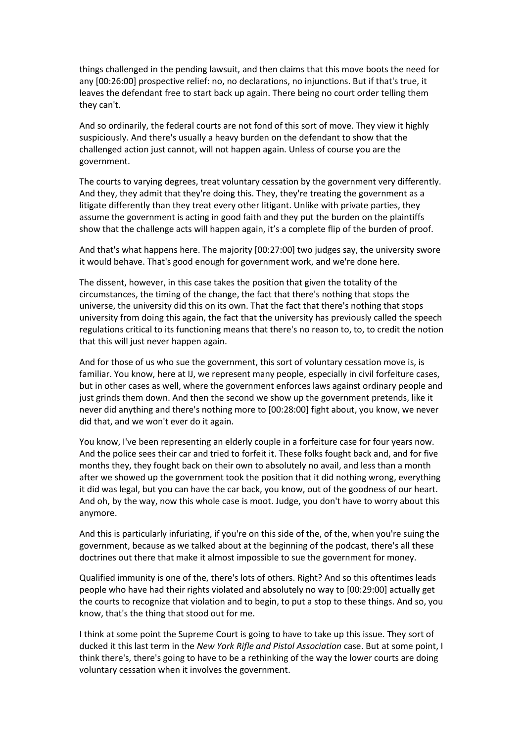things challenged in the pending lawsuit, and then claims that this move boots the need for any [00:26:00] prospective relief: no, no declarations, no injunctions. But if that's true, it leaves the defendant free to start back up again. There being no court order telling them they can't.

And so ordinarily, the federal courts are not fond of this sort of move. They view it highly suspiciously. And there's usually a heavy burden on the defendant to show that the challenged action just cannot, will not happen again. Unless of course you are the government.

The courts to varying degrees, treat voluntary cessation by the government very differently. And they, they admit that they're doing this. They, they're treating the government as a litigate differently than they treat every other litigant. Unlike with private parties, they assume the government is acting in good faith and they put the burden on the plaintiffs show that the challenge acts will happen again, it's a complete flip of the burden of proof.

And that's what happens here. The majority [00:27:00] two judges say, the university swore it would behave. That's good enough for government work, and we're done here.

The dissent, however, in this case takes the position that given the totality of the circumstances, the timing of the change, the fact that there's nothing that stops the universe, the university did this on its own. That the fact that there's nothing that stops university from doing this again, the fact that the university has previously called the speech regulations critical to its functioning means that there's no reason to, to, to credit the notion that this will just never happen again.

And for those of us who sue the government, this sort of voluntary cessation move is, is familiar. You know, here at IJ, we represent many people, especially in civil forfeiture cases, but in other cases as well, where the government enforces laws against ordinary people and just grinds them down. And then the second we show up the government pretends, like it never did anything and there's nothing more to [00:28:00] fight about, you know, we never did that, and we won't ever do it again.

You know, I've been representing an elderly couple in a forfeiture case for four years now. And the police sees their car and tried to forfeit it. These folks fought back and, and for five months they, they fought back on their own to absolutely no avail, and less than a month after we showed up the government took the position that it did nothing wrong, everything it did was legal, but you can have the car back, you know, out of the goodness of our heart. And oh, by the way, now this whole case is moot. Judge, you don't have to worry about this anymore.

And this is particularly infuriating, if you're on this side of the, of the, when you're suing the government, because as we talked about at the beginning of the podcast, there's all these doctrines out there that make it almost impossible to sue the government for money.

Qualified immunity is one of the, there's lots of others. Right? And so this oftentimes leads people who have had their rights violated and absolutely no way to [00:29:00] actually get the courts to recognize that violation and to begin, to put a stop to these things. And so, you know, that's the thing that stood out for me.

I think at some point the Supreme Court is going to have to take up this issue. They sort of ducked it this last term in the *New York Rifle and Pistol Association* case. But at some point, I think there's, there's going to have to be a rethinking of the way the lower courts are doing voluntary cessation when it involves the government.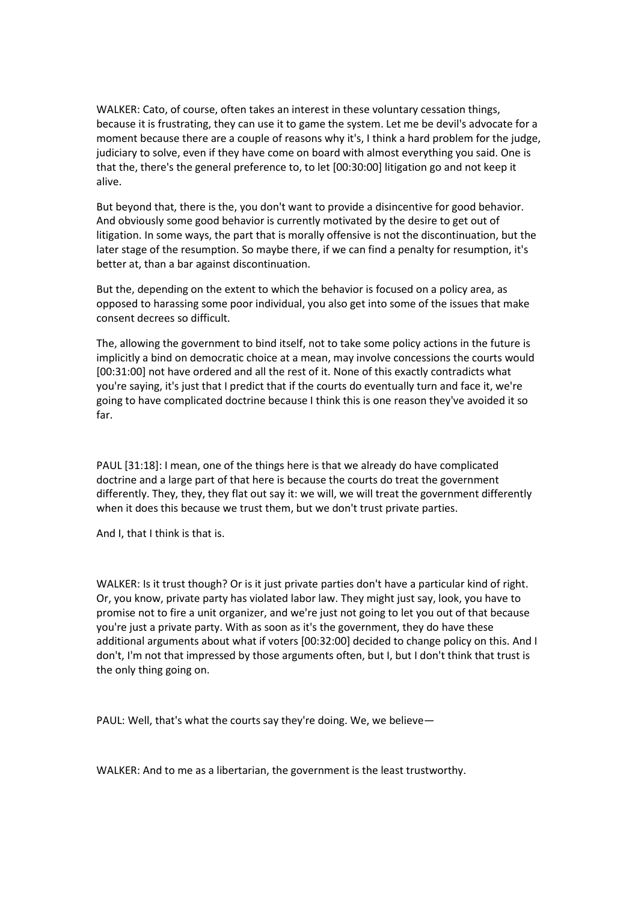WALKER: Cato, of course, often takes an interest in these voluntary cessation things, because it is frustrating, they can use it to game the system. Let me be devil's advocate for a moment because there are a couple of reasons why it's, I think a hard problem for the judge, judiciary to solve, even if they have come on board with almost everything you said. One is that the, there's the general preference to, to let [00:30:00] litigation go and not keep it alive.

But beyond that, there is the, you don't want to provide a disincentive for good behavior. And obviously some good behavior is currently motivated by the desire to get out of litigation. In some ways, the part that is morally offensive is not the discontinuation, but the later stage of the resumption. So maybe there, if we can find a penalty for resumption, it's better at, than a bar against discontinuation.

But the, depending on the extent to which the behavior is focused on a policy area, as opposed to harassing some poor individual, you also get into some of the issues that make consent decrees so difficult.

The, allowing the government to bind itself, not to take some policy actions in the future is implicitly a bind on democratic choice at a mean, may involve concessions the courts would [00:31:00] not have ordered and all the rest of it. None of this exactly contradicts what you're saying, it's just that I predict that if the courts do eventually turn and face it, we're going to have complicated doctrine because I think this is one reason they've avoided it so far.

PAUL [31:18]: I mean, one of the things here is that we already do have complicated doctrine and a large part of that here is because the courts do treat the government differently. They, they, they flat out say it: we will, we will treat the government differently when it does this because we trust them, but we don't trust private parties.

And I, that I think is that is.

WALKER: Is it trust though? Or is it just private parties don't have a particular kind of right. Or, you know, private party has violated labor law. They might just say, look, you have to promise not to fire a unit organizer, and we're just not going to let you out of that because you're just a private party. With as soon as it's the government, they do have these additional arguments about what if voters [00:32:00] decided to change policy on this. And I don't, I'm not that impressed by those arguments often, but I, but I don't think that trust is the only thing going on.

PAUL: Well, that's what the courts say they're doing. We, we believe—

WALKER: And to me as a libertarian, the government is the least trustworthy.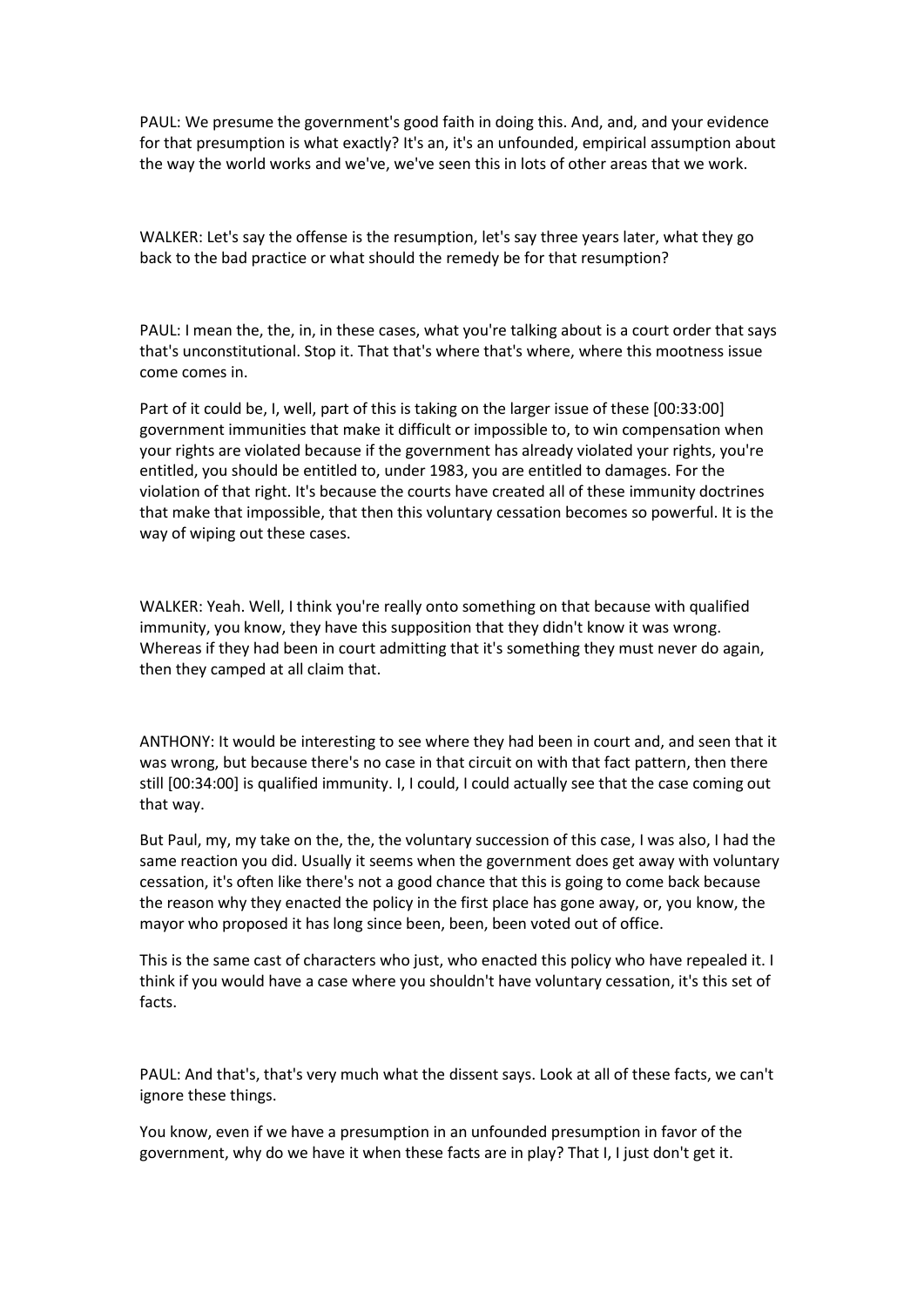PAUL: We presume the government's good faith in doing this. And, and, and your evidence for that presumption is what exactly? It's an, it's an unfounded, empirical assumption about the way the world works and we've, we've seen this in lots of other areas that we work.

WALKER: Let's say the offense is the resumption, let's say three years later, what they go back to the bad practice or what should the remedy be for that resumption?

PAUL: I mean the, the, in, in these cases, what you're talking about is a court order that says that's unconstitutional. Stop it. That that's where that's where, where this mootness issue come comes in.

Part of it could be, I, well, part of this is taking on the larger issue of these [00:33:00] government immunities that make it difficult or impossible to, to win compensation when your rights are violated because if the government has already violated your rights, you're entitled, you should be entitled to, under 1983, you are entitled to damages. For the violation of that right. It's because the courts have created all of these immunity doctrines that make that impossible, that then this voluntary cessation becomes so powerful. It is the way of wiping out these cases.

WALKER: Yeah. Well, I think you're really onto something on that because with qualified immunity, you know, they have this supposition that they didn't know it was wrong. Whereas if they had been in court admitting that it's something they must never do again, then they camped at all claim that.

ANTHONY: It would be interesting to see where they had been in court and, and seen that it was wrong, but because there's no case in that circuit on with that fact pattern, then there still [00:34:00] is qualified immunity. I, I could, I could actually see that the case coming out that way.

But Paul, my, my take on the, the, the voluntary succession of this case, I was also, I had the same reaction you did. Usually it seems when the government does get away with voluntary cessation, it's often like there's not a good chance that this is going to come back because the reason why they enacted the policy in the first place has gone away, or, you know, the mayor who proposed it has long since been, been, been voted out of office.

This is the same cast of characters who just, who enacted this policy who have repealed it. I think if you would have a case where you shouldn't have voluntary cessation, it's this set of facts.

PAUL: And that's, that's very much what the dissent says. Look at all of these facts, we can't ignore these things.

You know, even if we have a presumption in an unfounded presumption in favor of the government, why do we have it when these facts are in play? That I, I just don't get it.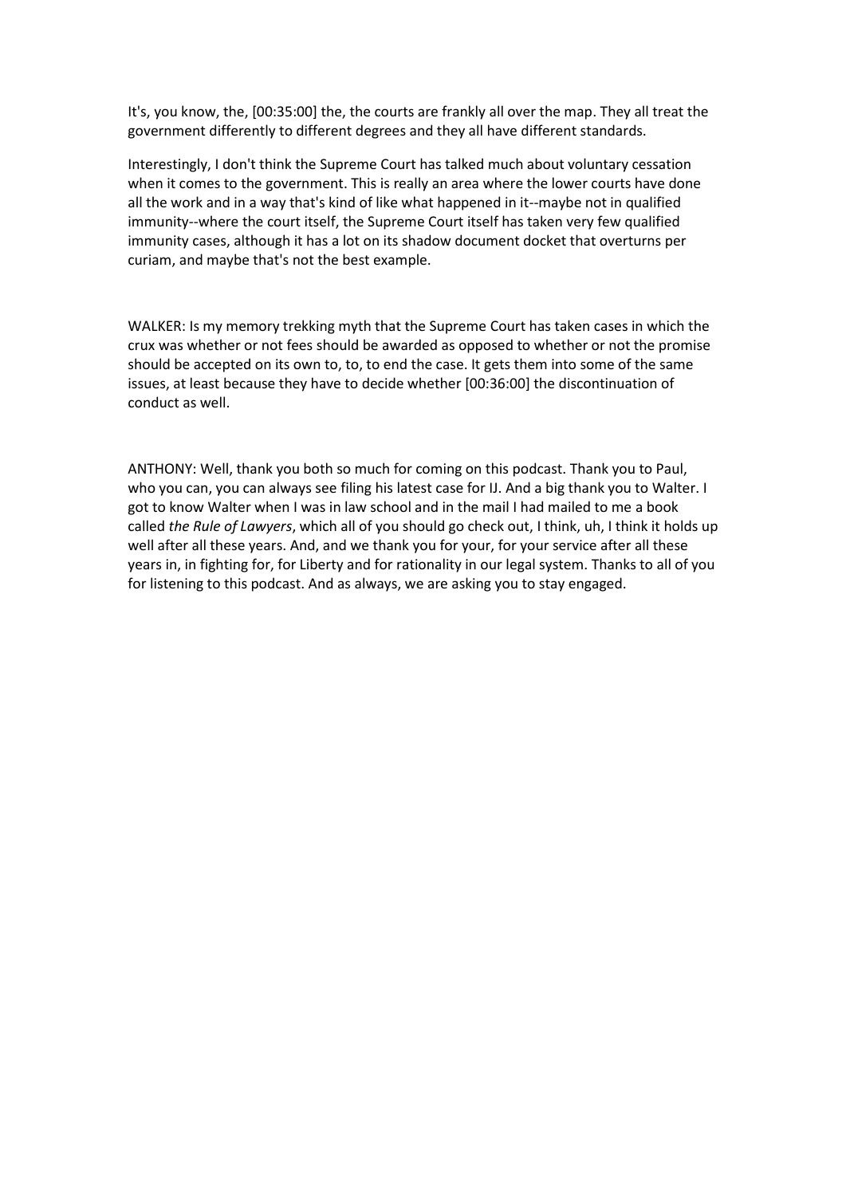It's, you know, the, [00:35:00] the, the courts are frankly all over the map. They all treat the government differently to different degrees and they all have different standards.

Interestingly, I don't think the Supreme Court has talked much about voluntary cessation when it comes to the government. This is really an area where the lower courts have done all the work and in a way that's kind of like what happened in it--maybe not in qualified immunity--where the court itself, the Supreme Court itself has taken very few qualified immunity cases, although it has a lot on its shadow document docket that overturns per curiam, and maybe that's not the best example.

WALKER: Is my memory trekking myth that the Supreme Court has taken cases in which the crux was whether or not fees should be awarded as opposed to whether or not the promise should be accepted on its own to, to, to end the case. It gets them into some of the same issues, at least because they have to decide whether [00:36:00] the discontinuation of conduct as well.

ANTHONY: Well, thank you both so much for coming on this podcast. Thank you to Paul, who you can, you can always see filing his latest case for IJ. And a big thank you to Walter. I got to know Walter when I was in law school and in the mail I had mailed to me a book called *the Rule of Lawyers*, which all of you should go check out, I think, uh, I think it holds up well after all these years. And, and we thank you for your, for your service after all these years in, in fighting for, for Liberty and for rationality in our legal system. Thanks to all of you for listening to this podcast. And as always, we are asking you to stay engaged.